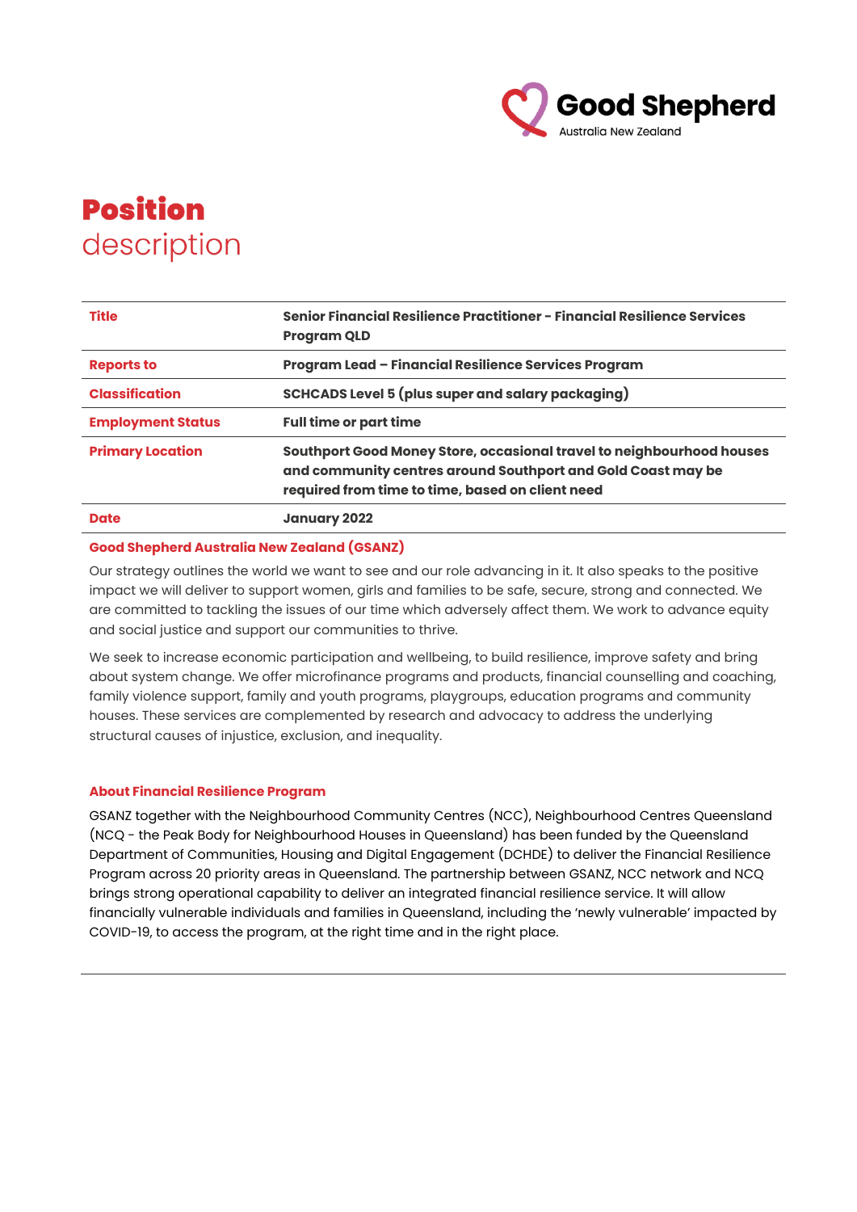# Position description

| Title | Senior Financial Resilience Practitioner - Financial Resilience Services Program QLD |
|---|---|
| Reports to | Program Lead – Financial Resilience Services Program |
| Classification | SCHCADS Level 5 (plus super and salary packaging) |
| Employment Status | Full time or part time |
| Primary Location | Southport Good Money Store, occasional travel to neighbourhood houses and community centres around Southport and Gold Coast may be required from time to time, based on client need |
| Date | January 2022 |

## Good Shepherd Australia New Zealand (GSANZ)

Our strategy outlines the world we want to see and our role advancing in it. It also speaks to the positive impact we will deliver to support women, girls and families to be safe, secure, strong and connected. We are committed to tackling the issues of our time which adversely affect them. We work to advance equity and social justice and support our communities to thrive.

We seek to increase economic participation and wellbeing, to build resilience, improve safety and bring about system change. We offer microfinance programs and products, financial counselling and coaching, family violence support, family and youth programs, playgroups, education programs and community houses. These services are complemented by research and advocacy to address the underlying structural causes of injustice, exclusion, and inequality.

## About Financial Resilience Program

GSANZ together with the Neighbourhood Community Centres (NCC), Neighbourhood Centres Queensland (NCQ - the Peak Body for Neighbourhood Houses in Queensland) has been funded by the Queensland Department of Communities, Housing and Digital Engagement (DCHDE) to deliver the Financial Resilience Program across 20 priority areas in Queensland. The partnership between GSANZ, NCC network and NCQ brings strong operational capability to deliver an integrated financial resilience service. It will allow financially vulnerable individuals and families in Queensland, including the 'newly vulnerable' impacted by COVID-19, to access the program, at the right time and in the right place.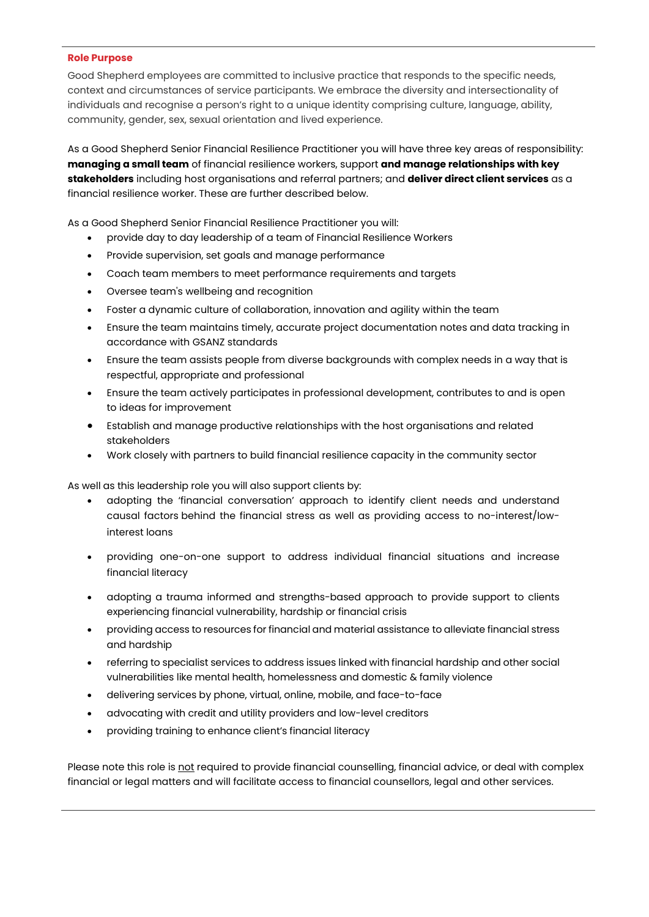## Role Purpose

Good Shepherd employees are committed to inclusive practice that responds to the specific needs, context and circumstances of service participants. We embrace the diversity and intersectionality of individuals and recognise a person's right to a unique identity comprising culture, language, ability, community, gender, sex, sexual orientation and lived experience.

As a Good Shepherd Senior Financial Resilience Practitioner you will have three key areas of responsibility: **managing a small team** of financial resilience workers, support **and manage relationships with key stakeholders** including host organisations and referral partners; and **deliver direct client services** as a financial resilience worker. These are further described below.

As a Good Shepherd Senior Financial Resilience Practitioner you will:

- provide day to day leadership of a team of Financial Resilience Workers
- Provide supervision, set goals and manage performance
- Coach team members to meet performance requirements and targets
- Oversee team's wellbeing and recognition
- Foster a dynamic culture of collaboration, innovation and agility within the team
- Ensure the team maintains timely, accurate project documentation notes and data tracking in accordance with GSANZ standards
- Ensure the team assists people from diverse backgrounds with complex needs in a way that is respectful, appropriate and professional
- Ensure the team actively participates in professional development, contributes to and is open to ideas for improvement
- Establish and manage productive relationships with the host organisations and related stakeholders
- Work closely with partners to build financial resilience capacity in the community sector

As well as this leadership role you will also support clients by:

- adopting the 'financial conversation' approach to identify client needs and understand causal factors behind the financial stress as well as providing access to no-interest/low-interest loans
- providing one-on-one support to address individual financial situations and increase financial literacy
- adopting a trauma informed and strengths-based approach to provide support to clients experiencing financial vulnerability, hardship or financial crisis
- providing access to resources for financial and material assistance to alleviate financial stress and hardship
- referring to specialist services to address issues linked with financial hardship and other social vulnerabilities like mental health, homelessness and domestic & family violence
- delivering services by phone, virtual, online, mobile, and face-to-face
- advocating with credit and utility providers and low-level creditors
- providing training to enhance client's financial literacy

Please note this role is <u>not</u> required to provide financial counselling, financial advice, or deal with complex financial or legal matters and will facilitate access to financial counsellors, legal and other services.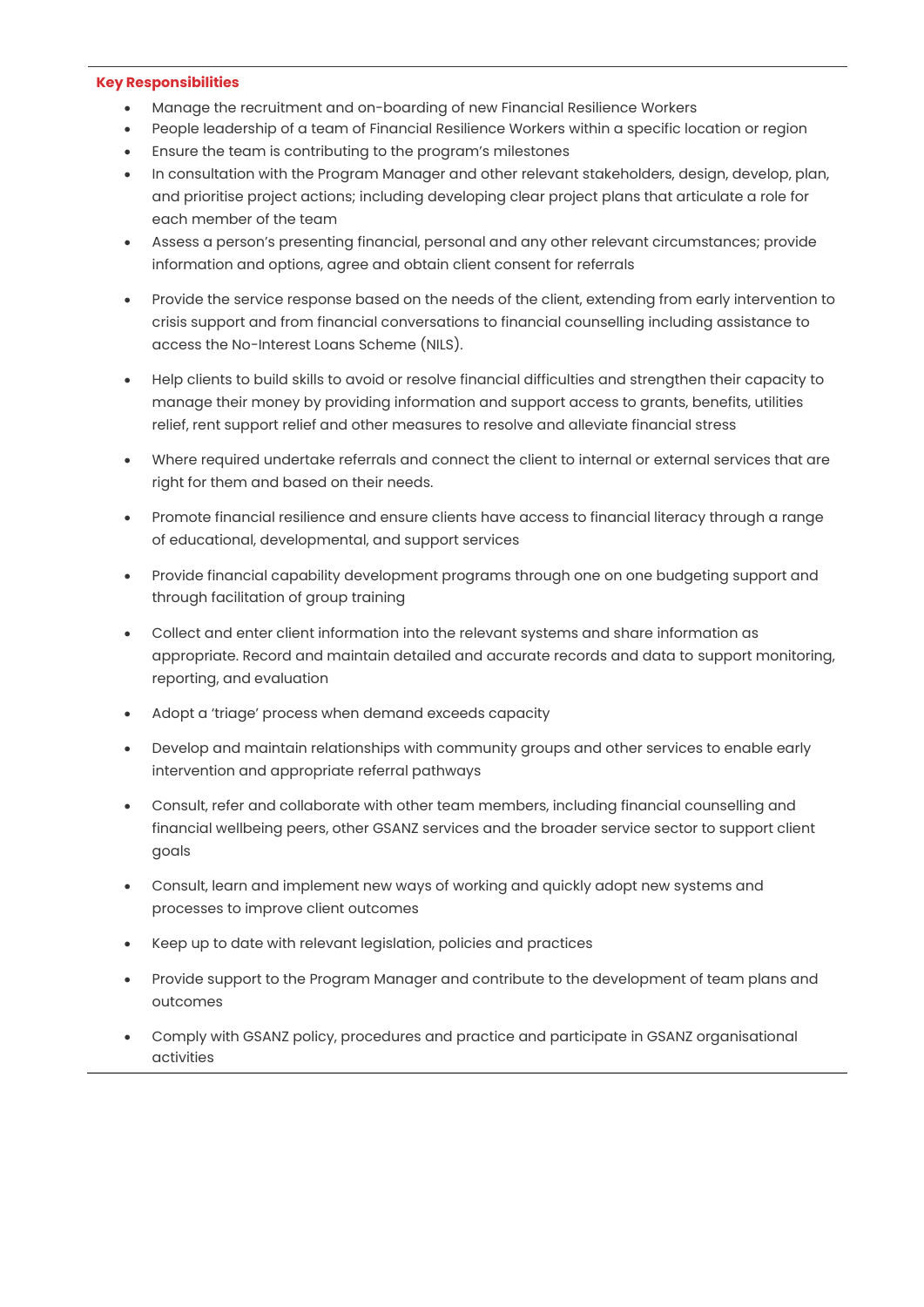## Key Responsibilities

- Manage the recruitment and on-boarding of new Financial Resilience Workers
- People leadership of a team of Financial Resilience Workers within a specific location or region
- Ensure the team is contributing to the program's milestones
- In consultation with the Program Manager and other relevant stakeholders, design, develop, plan, and prioritise project actions; including developing clear project plans that articulate a role for each member of the team
- Assess a person's presenting financial, personal and any other relevant circumstances; provide information and options, agree and obtain client consent for referrals
- Provide the service response based on the needs of the client, extending from early intervention to crisis support and from financial conversations to financial counselling including assistance to access the No-Interest Loans Scheme (NILS).
- Help clients to build skills to avoid or resolve financial difficulties and strengthen their capacity to manage their money by providing information and support access to grants, benefits, utilities relief, rent support relief and other measures to resolve and alleviate financial stress
- Where required undertake referrals and connect the client to internal or external services that are right for them and based on their needs.
- Promote financial resilience and ensure clients have access to financial literacy through a range of educational, developmental, and support services
- Provide financial capability development programs through one on one budgeting support and through facilitation of group training
- Collect and enter client information into the relevant systems and share information as appropriate. Record and maintain detailed and accurate records and data to support monitoring, reporting, and evaluation
- Adopt a 'triage' process when demand exceeds capacity
- Develop and maintain relationships with community groups and other services to enable early intervention and appropriate referral pathways
- Consult, refer and collaborate with other team members, including financial counselling and financial wellbeing peers, other GSANZ services and the broader service sector to support client goals
- Consult, learn and implement new ways of working and quickly adopt new systems and processes to improve client outcomes
- Keep up to date with relevant legislation, policies and practices
- Provide support to the Program Manager and contribute to the development of team plans and outcomes
- Comply with GSANZ policy, procedures and practice and participate in GSANZ organisational activities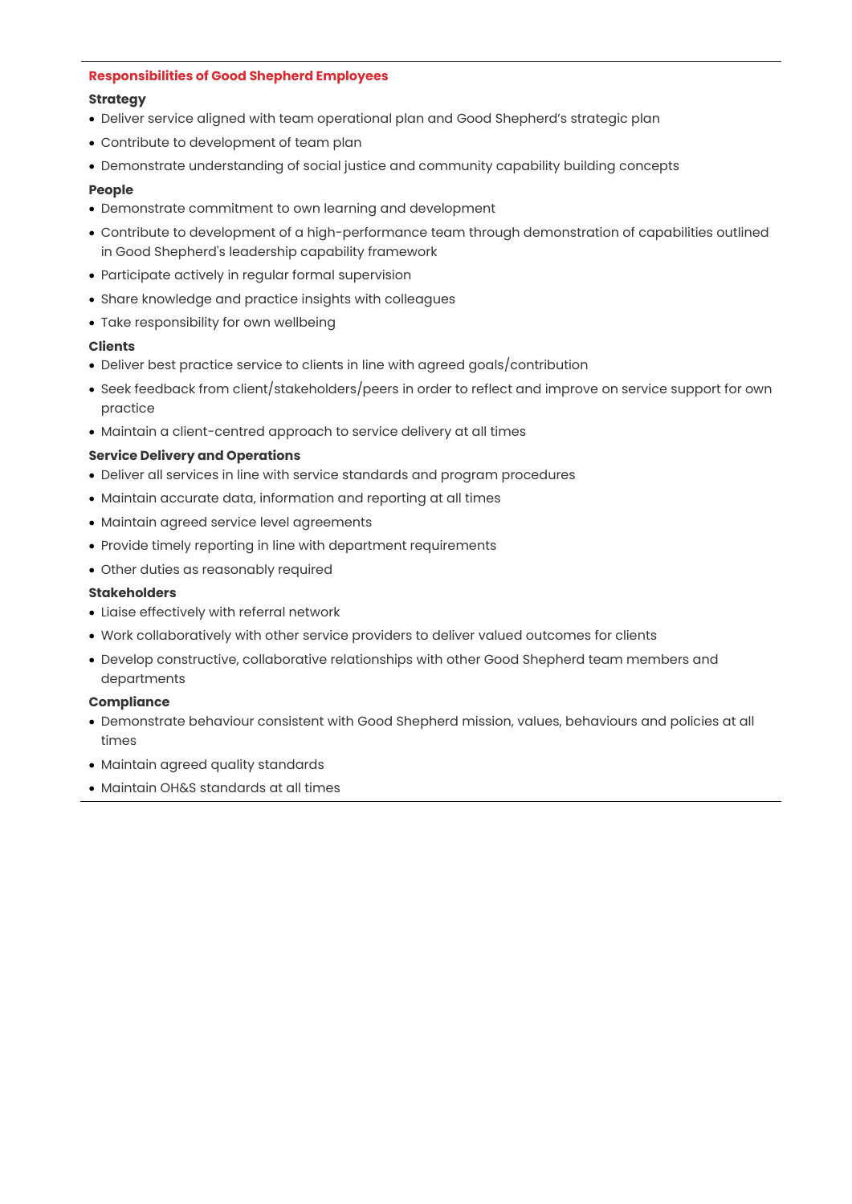## Responsibilities of Good Shepherd Employees

**Strategy**

- Deliver service aligned with team operational plan and Good Shepherd's strategic plan
- Contribute to development of team plan
- Demonstrate understanding of social justice and community capability building concepts

**People**

- Demonstrate commitment to own learning and development
- Contribute to development of a high-performance team through demonstration of capabilities outlined in Good Shepherd's leadership capability framework
- Participate actively in regular formal supervision
- Share knowledge and practice insights with colleagues
- Take responsibility for own wellbeing

**Clients**

- Deliver best practice service to clients in line with agreed goals/contribution
- Seek feedback from client/stakeholders/peers in order to reflect and improve on service support for own practice
- Maintain a client-centred approach to service delivery at all times

**Service Delivery and Operations**

- Deliver all services in line with service standards and program procedures
- Maintain accurate data, information and reporting at all times
- Maintain agreed service level agreements
- Provide timely reporting in line with department requirements
- Other duties as reasonably required

**Stakeholders**

- Liaise effectively with referral network
- Work collaboratively with other service providers to deliver valued outcomes for clients
- Develop constructive, collaborative relationships with other Good Shepherd team members and departments

**Compliance**

- Demonstrate behaviour consistent with Good Shepherd mission, values, behaviours and policies at all times
- Maintain agreed quality standards
- Maintain OH&S standards at all times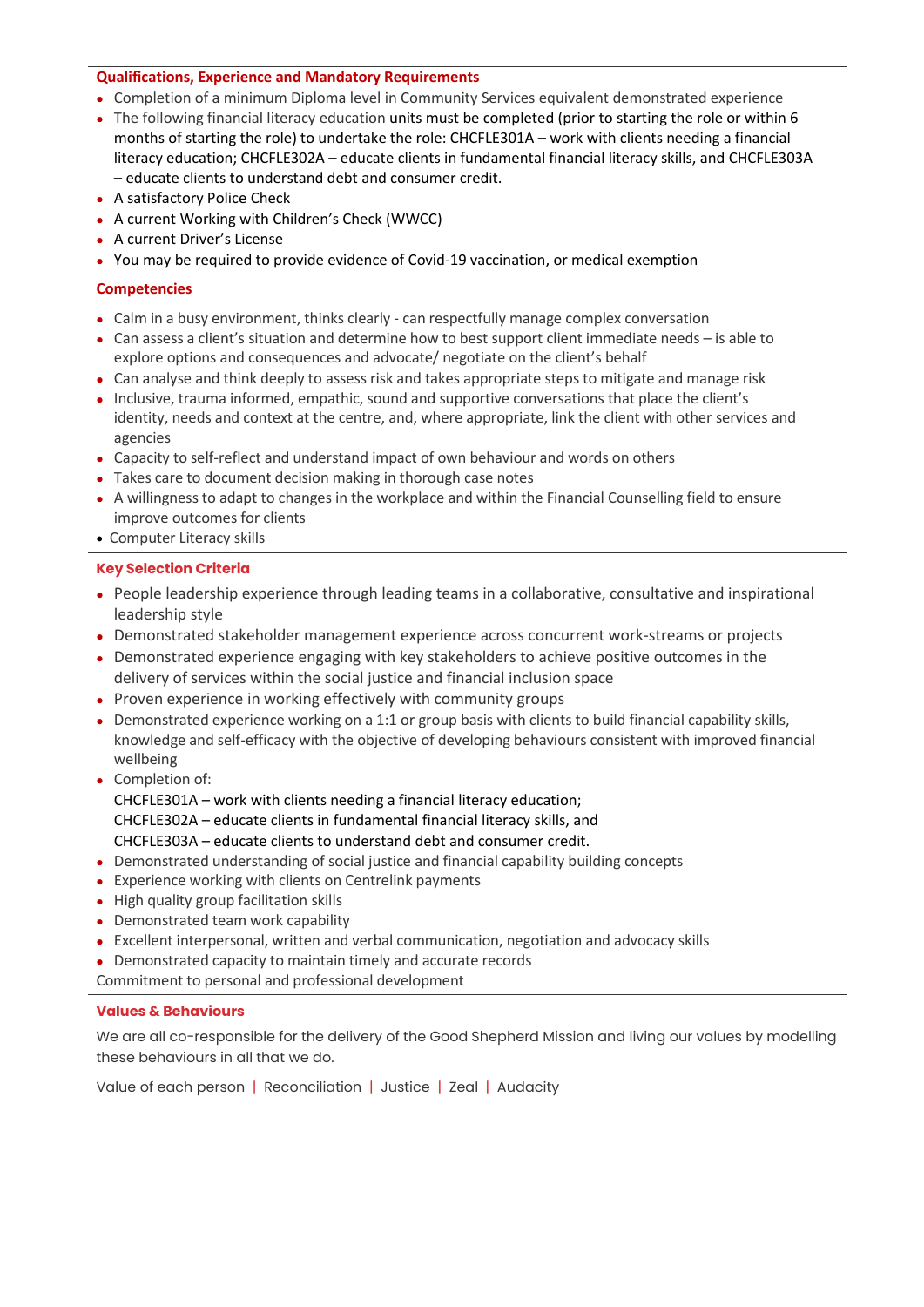## Qualifications, Experience and Mandatory Requirements

- Completion of a minimum Diploma level in Community Services equivalent demonstrated experience
- The following financial literacy education units must be completed (prior to starting the role or within 6 months of starting the role) to undertake the role: CHCFLE301A – work with clients needing a financial literacy education; CHCFLE302A – educate clients in fundamental financial literacy skills, and CHCFLE303A – educate clients to understand debt and consumer credit.
- A satisfactory Police Check
- A current Working with Children's Check (WWCC)
- A current Driver's License
- You may be required to provide evidence of Covid-19 vaccination, or medical exemption

## Competencies

- Calm in a busy environment, thinks clearly - can respectfully manage complex conversation
- Can assess a client's situation and determine how to best support client immediate needs – is able to explore options and consequences and advocate/ negotiate on the client's behalf
- Can analyse and think deeply to assess risk and takes appropriate steps to mitigate and manage risk
- Inclusive, trauma informed, empathic, sound and supportive conversations that place the client's identity, needs and context at the centre, and, where appropriate, link the client with other services and agencies
- Capacity to self-reflect and understand impact of own behaviour and words on others
- Takes care to document decision making in thorough case notes
- A willingness to adapt to changes in the workplace and within the Financial Counselling field to ensure improve outcomes for clients
- Computer Literacy skills

## Key Selection Criteria

- People leadership experience through leading teams in a collaborative, consultative and inspirational leadership style
- Demonstrated stakeholder management experience across concurrent work-streams or projects
- Demonstrated experience engaging with key stakeholders to achieve positive outcomes in the delivery of services within the social justice and financial inclusion space
- Proven experience in working effectively with community groups
- Demonstrated experience working on a 1:1 or group basis with clients to build financial capability skills, knowledge and self-efficacy with the objective of developing behaviours consistent with improved financial wellbeing
- Completion of:
  CHCFLE301A – work with clients needing a financial literacy education;
  CHCFLE302A – educate clients in fundamental financial literacy skills, and
  CHCFLE303A – educate clients to understand debt and consumer credit.
- Demonstrated understanding of social justice and financial capability building concepts
- Experience working with clients on Centrelink payments
- High quality group facilitation skills
- Demonstrated team work capability
- Excellent interpersonal, written and verbal communication, negotiation and advocacy skills
- Demonstrated capacity to maintain timely and accurate records

Commitment to personal and professional development

## Values & Behaviours

We are all co-responsible for the delivery of the Good Shepherd Mission and living our values by modelling these behaviours in all that we do.

Value of each person | Reconciliation | Justice | Zeal | Audacity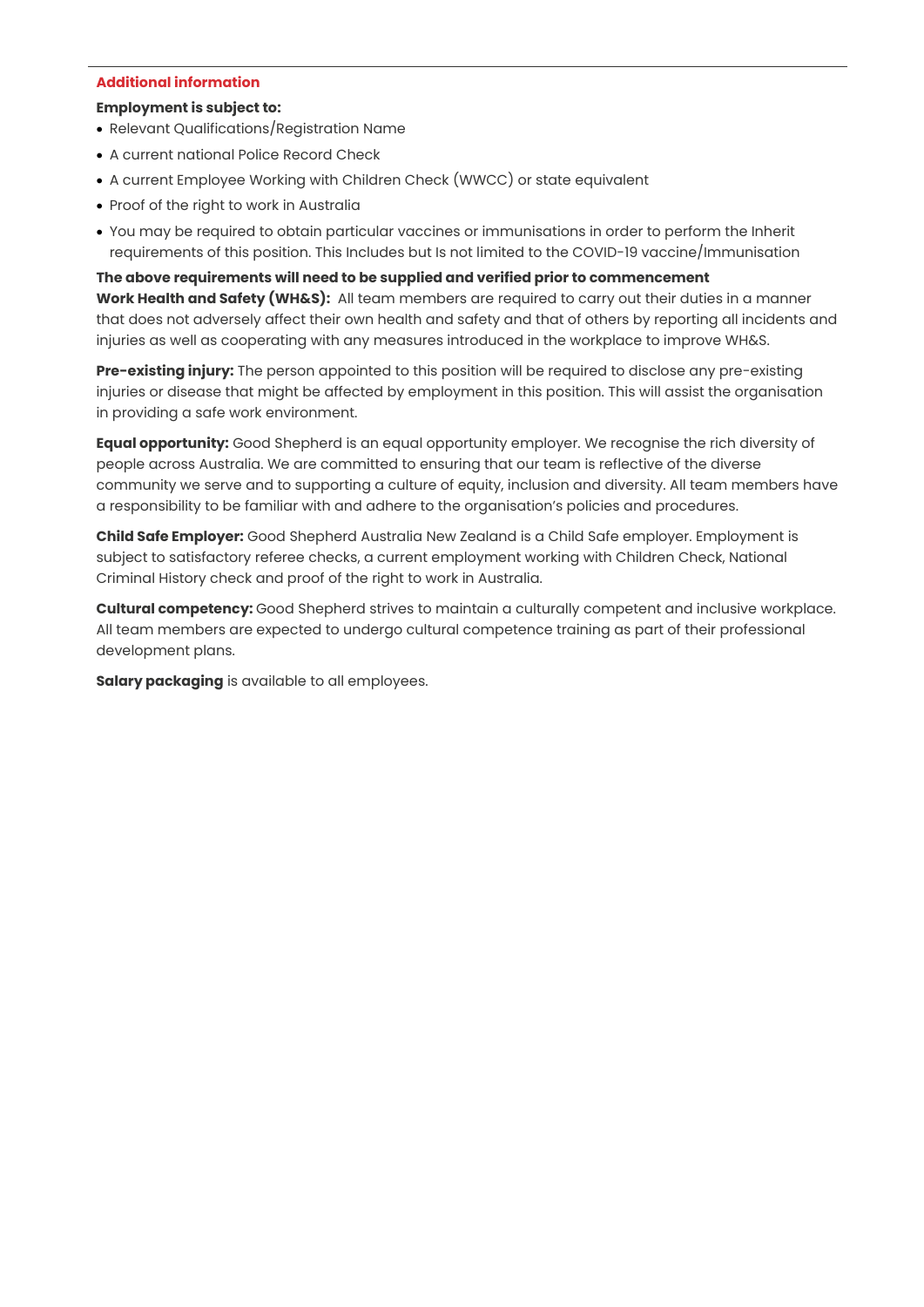## Additional information

**Employment is subject to:**

- Relevant Qualifications/Registration Name
- A current national Police Record Check
- A current Employee Working with Children Check (WWCC) or state equivalent
- Proof of the right to work in Australia
- You may be required to obtain particular vaccines or immunisations in order to perform the Inherit requirements of this position. This Includes but Is not limited to the COVID-19 vaccine/Immunisation

**The above requirements will need to be supplied and verified prior to commencement**

**Work Health and Safety (WH&S):** All team members are required to carry out their duties in a manner that does not adversely affect their own health and safety and that of others by reporting all incidents and injuries as well as cooperating with any measures introduced in the workplace to improve WH&S.

**Pre-existing injury:** The person appointed to this position will be required to disclose any pre-existing injuries or disease that might be affected by employment in this position. This will assist the organisation in providing a safe work environment.

**Equal opportunity:** Good Shepherd is an equal opportunity employer. We recognise the rich diversity of people across Australia. We are committed to ensuring that our team is reflective of the diverse community we serve and to supporting a culture of equity, inclusion and diversity. All team members have a responsibility to be familiar with and adhere to the organisation's policies and procedures.

**Child Safe Employer:** Good Shepherd Australia New Zealand is a Child Safe employer. Employment is subject to satisfactory referee checks, a current employment working with Children Check, National Criminal History check and proof of the right to work in Australia.

**Cultural competency:** Good Shepherd strives to maintain a culturally competent and inclusive workplace. All team members are expected to undergo cultural competence training as part of their professional development plans.

**Salary packaging** is available to all employees.